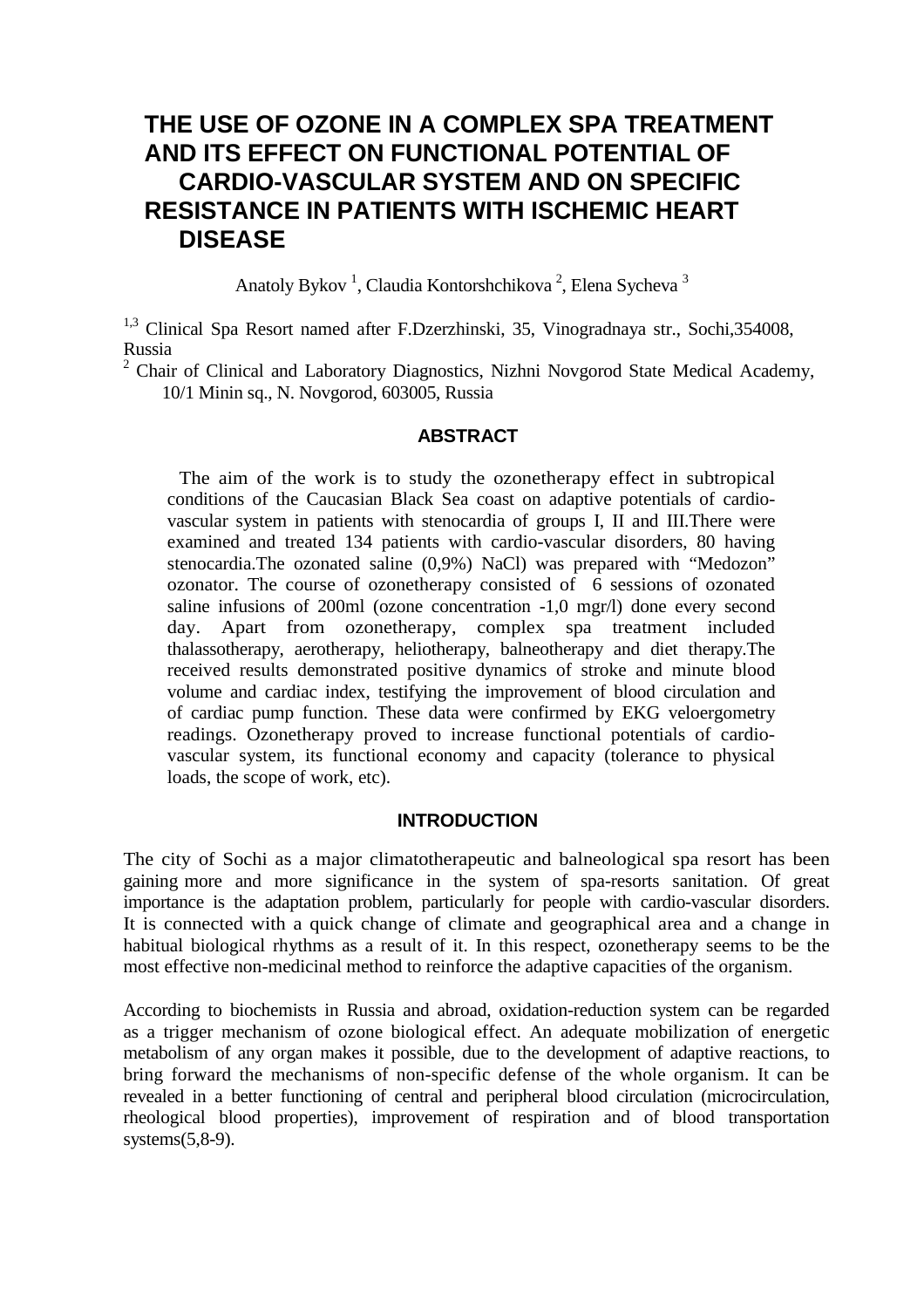# THE USE OF OZONE IN A COMPLEX SPA TREATMENT AND ITS EFFECT ON FUNCTIONAL POTENTIAL OF CARDIO-VASCULAR SYSTEM AND ON SPECIFIC RESISTANCE IN PATIENTS WITH ISCHEMIC HEART DISEASE

Anatoly Bykov [1], Claudia Kontorshchikova [2], Elena Sycheva [3]

[1,3] Clinical Spa Resort named after F.Dzerzhinski, 35, Vinogradnaya str., Sochi,354008, Russia
[2] Chair of Clinical and Laboratory Diagnostics, Nizhni Novgorod State Medical Academy, 10/1 Minin sq., N. Novgorod, 603005, Russia

## ABSTRACT

The aim of the work is to study the ozonetherapy effect in subtropical conditions of the Caucasian Black Sea coast on adaptive potentials of cardio-vascular system in patients with stenocardia of groups I, II and III.There were examined and treated 134 patients with cardio-vascular disorders, 80 having stenocardia.The ozonated saline (0,9%) NaCl) was prepared with "Medozon" ozonator. The course of ozonetherapy consisted of 6 sessions of ozonated saline infusions of 200ml (ozone concentration -1,0 mgr/l) done every second day. Apart from ozonetherapy, complex spa treatment included thalassotherapy, aerotherapy, heliotherapy, balneotherapy and diet therapy.The received results demonstrated positive dynamics of stroke and minute blood volume and cardiac index, testifying the improvement of blood circulation and of cardiac pump function. These data were confirmed by EKG veloergometry readings. Ozonetherapy proved to increase functional potentials of cardio-vascular system, its functional economy and capacity (tolerance to physical loads, the scope of work, etc).

## INTRODUCTION

The city of Sochi as a major climatotherapeutic and balneological spa resort has been gaining more and more significance in the system of spa-resorts sanitation. Of great importance is the adaptation problem, particularly for people with cardio-vascular disorders. It is connected with a quick change of climate and geographical area and a change in habitual biological rhythms as a result of it. In this respect, ozonetherapy seems to be the most effective non-medicinal method to reinforce the adaptive capacities of the organism.

According to biochemists in Russia and abroad, oxidation-reduction system can be regarded as a trigger mechanism of ozone biological effect. An adequate mobilization of energetic metabolism of any organ makes it possible, due to the development of adaptive reactions, to bring forward the mechanisms of non-specific defense of the whole organism. It can be revealed in a better functioning of central and peripheral blood circulation (microcirculation, rheological blood properties), improvement of respiration and of blood transportation systems(5,8-9).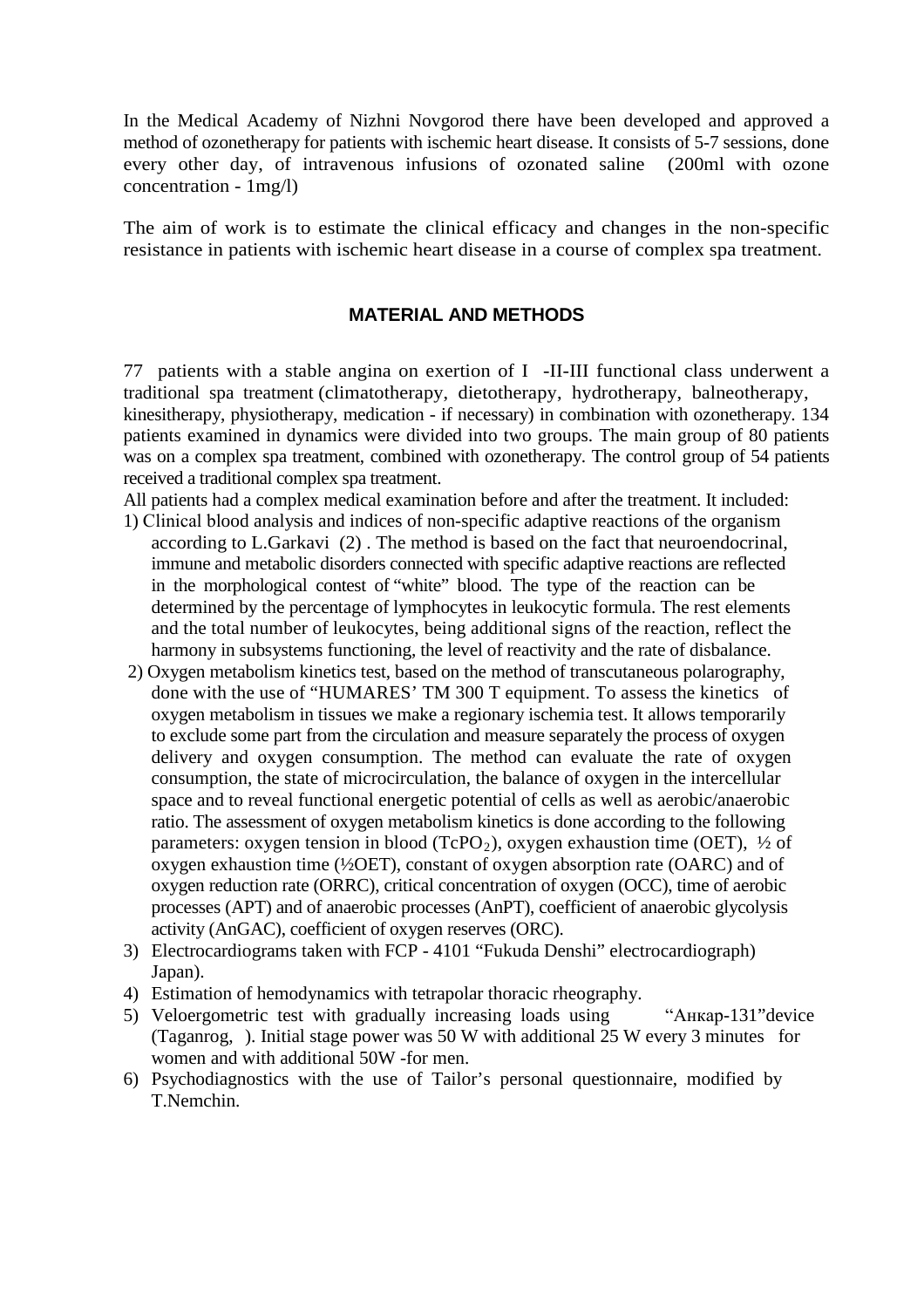In the Medical Academy of Nizhni Novgorod there have been developed and approved a method of ozonetherapy for patients with ischemic heart disease. It consists of 5-7 sessions, done every other day, of intravenous infusions of ozonated saline (200ml with ozone concentration - 1mg/l)

The aim of work is to estimate the clinical efficacy and changes in the non-specific resistance in patients with ischemic heart disease in a course of complex spa treatment.

## MATERIAL AND METHODS

77 patients with a stable angina on exertion of I -II-III functional class underwent a traditional spa treatment (climatotherapy, dietotherapy, hydrotherapy, balneotherapy, kinesitherapy, physiotherapy, medication - if necessary) in combination with ozonetherapy. 134 patients examined in dynamics were divided into two groups. The main group of 80 patients was on a complex spa treatment, combined with ozonetherapy. The control group of 54 patients received a traditional complex spa treatment.

All patients had a complex medical examination before and after the treatment. It included:

1) Clinical blood analysis and indices of non-specific adaptive reactions of the organism according to L.Garkavi (2) . The method is based on the fact that neuroendocrinal, immune and metabolic disorders connected with specific adaptive reactions are reflected in the morphological contest of "white" blood. The type of the reaction can be determined by the percentage of lymphocytes in leukocytic formula. The rest elements and the total number of leukocytes, being additional signs of the reaction, reflect the harmony in subsystems functioning, the level of reactivity and the rate of disbalance.
2) Oxygen metabolism kinetics test, based on the method of transcutaneous polarography, done with the use of "HUMARES' TM 300 T equipment. To assess the kinetics of oxygen metabolism in tissues we make a regionary ischemia test. It allows temporarily to exclude some part from the circulation and measure separately the process of oxygen delivery and oxygen consumption. The method can evaluate the rate of oxygen consumption, the state of microcirculation, the balance of oxygen in the intercellular space and to reveal functional energetic potential of cells as well as aerobic/anaerobic ratio. The assessment of oxygen metabolism kinetics is done according to the following parameters: oxygen tension in blood ($TcPO_2$), oxygen exhaustion time (OET), ½ of oxygen exhaustion time (½OET), constant of oxygen absorption rate (OARC) and of oxygen reduction rate (ORRC), critical concentration of oxygen (OCC), time of aerobic processes (APT) and of anaerobic processes (AnPT), coefficient of anaerobic glycolysis activity (AnGAC), coefficient of oxygen reserves (ORC).
3) Electrocardiograms taken with FCP - 4101 "Fukuda Denshi" electrocardiograph) Japan).
4) Estimation of hemodynamics with tetrapolar thoracic rheography.
5) Veloergometric test with gradually increasing loads using "Анкар-131"device (Taganrog, ). Initial stage power was 50 W with additional 25 W every 3 minutes for women and with additional 50W -for men.
6) Psychodiagnostics with the use of Tailor's personal questionnaire, modified by T.Nemchin.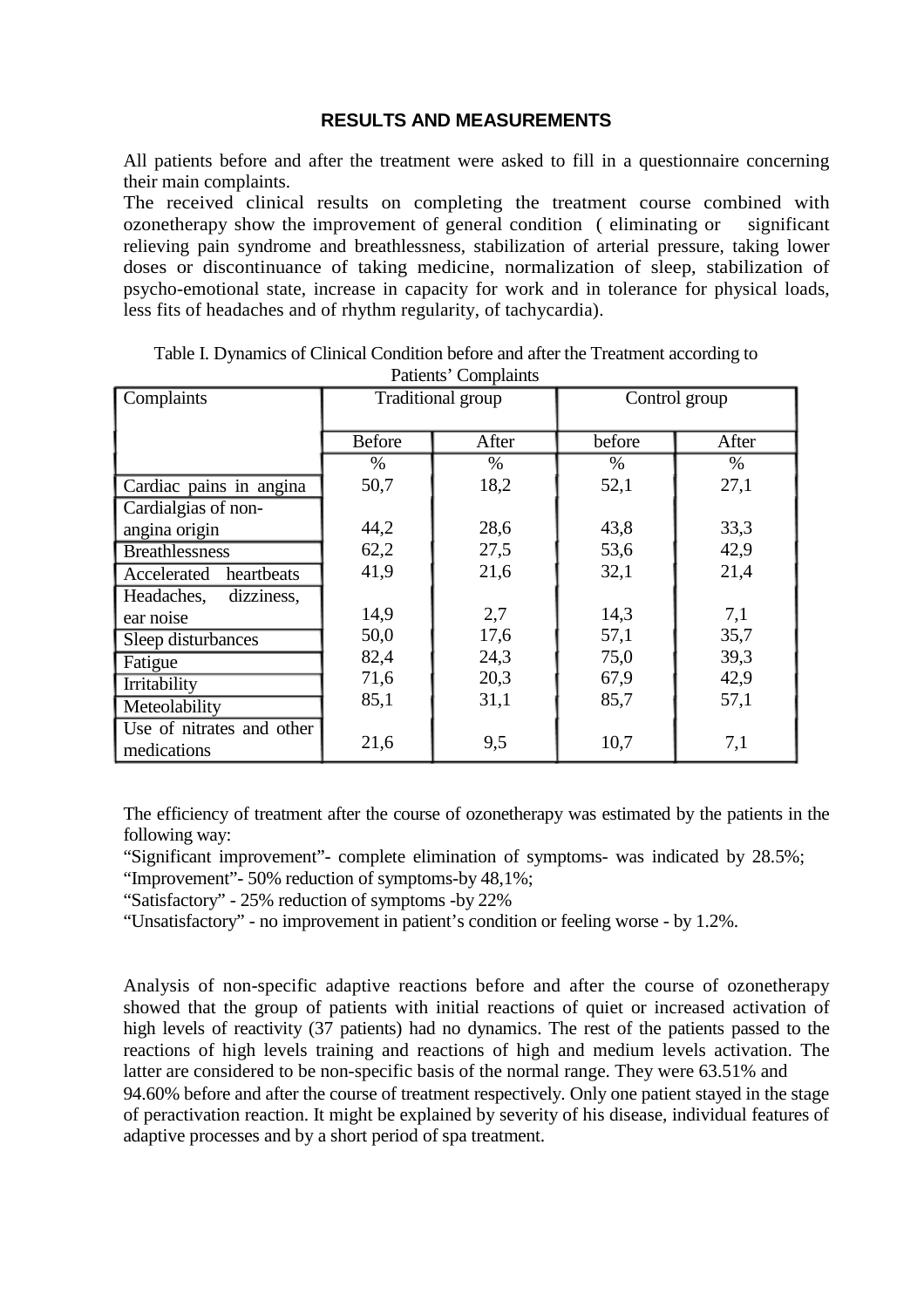## RESULTS AND MEASUREMENTS

All patients before and after the treatment were asked to fill in a questionnaire concerning their main complaints.

The received clinical results on completing the treatment course combined with ozonetherapy show the improvement of general condition ( eliminating or significant relieving pain syndrome and breathlessness, stabilization of arterial pressure, taking lower doses or discontinuance of taking medicine, normalization of sleep, stabilization of psycho-emotional state, increase in capacity for work and in tolerance for physical loads, less fits of headaches and of rhythm regularity, of tachycardia).

Table I. Dynamics of Clinical Condition before and after the Treatment according to Patients' Complaints

| Complaints | Traditional group | | Control group | |
|---|---|---|---|---|
| | Before | After | before | After |
| | % | % | % | % |
| Cardiac pains in angina | 50,7 | 18,2 | 52,1 | 27,1 |
| Cardialgias of non-angina origin | 44,2 | 28,6 | 43,8 | 33,3 |
| Breathlessness | 62,2 | 27,5 | 53,6 | 42,9 |
| Accelerated heartbeats | 41,9 | 21,6 | 32,1 | 21,4 |
| Headaches, dizziness, ear noise | 14,9 | 2,7 | 14,3 | 7,1 |
| Sleep disturbances | 50,0 | 17,6 | 57,1 | 35,7 |
| Fatigue | 82,4 | 24,3 | 75,0 | 39,3 |
| Irritability | 71,6 | 20,3 | 67,9 | 42,9 |
| Meteolability | 85,1 | 31,1 | 85,7 | 57,1 |
| Use of nitrates and other medications | 21,6 | 9,5 | 10,7 | 7,1 |

The efficiency of treatment after the course of ozonetherapy was estimated by the patients in the following way:

"Significant improvement"- complete elimination of symptoms- was indicated by 28.5%;

"Improvement"- 50% reduction of symptoms-by 48,1%;

"Satisfactory" - 25% reduction of symptoms -by 22%

"Unsatisfactory" - no improvement in patient's condition or feeling worse - by 1.2%.

Analysis of non-specific adaptive reactions before and after the course of ozonetherapy showed that the group of patients with initial reactions of quiet or increased activation of high levels of reactivity (37 patients) had no dynamics. The rest of the patients passed to the reactions of high levels training and reactions of high and medium levels activation. The latter are considered to be non-specific basis of the normal range. They were 63.51% and 94.60% before and after the course of treatment respectively. Only one patient stayed in the stage of peractivation reaction. It might be explained by severity of his disease, individual features of adaptive processes and by a short period of spa treatment.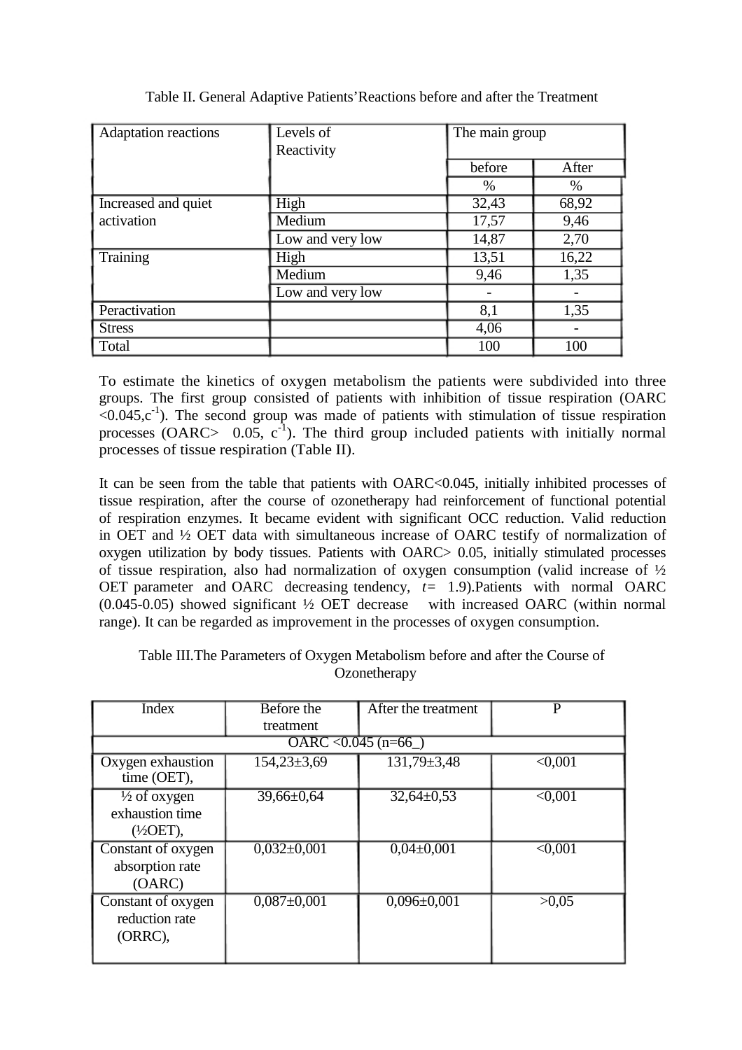Table II. General Adaptive Patients'Reactions before and after the Treatment

| Adaptation reactions | Levels of Reactivity | The main group | |
|---|---|---|---|
| | | before | After |
| | | % | % |
| Increased and quiet activation | High | 32,43 | 68,92 |
| | Medium | 17,57 | 9,46 |
| | Low and very low | 14,87 | 2,70 |
| Training | High | 13,51 | 16,22 |
| | Medium | 9,46 | 1,35 |
| | Low and very low | - | - |
| Peractivation | | 8,1 | 1,35 |
| Stress | | 4,06 | - |
| Total | | 100 | 100 |

To estimate the kinetics of oxygen metabolism the patients were subdivided into three groups. The first group consisted of patients with inhibition of tissue respiration (OARC $<0.045, c^{-1}$). The second group was made of patients with stimulation of tissue respiration processes (OARC> 0.05, $c^{-1}$). The third group included patients with initially normal processes of tissue respiration (Table II).

It can be seen from the table that patients with OARC<0.045, initially inhibited processes of tissue respiration, after the course of ozonetherapy had reinforcement of functional potential of respiration enzymes. It became evident with significant OCC reduction. Valid reduction in OET and ½ OET data with simultaneous increase of OARC testify of normalization of oxygen utilization by body tissues. Patients with OARC> 0.05, initially stimulated processes of tissue respiration, also had normalization of oxygen consumption (valid increase of ½ OET parameter and OARC decreasing tendency, $t$= 1.9).Patients with normal OARC (0.045-0.05) showed significant ½ OET decrease with increased OARC (within normal range). It can be regarded as improvement in the processes of oxygen consumption.

Table III.The Parameters of Oxygen Metabolism before and after the Course of Ozonetherapy

| Index | Before the treatment | After the treatment | P |
|---|---|---|---|
| OARC <0.045 (n=66_) | | | |
| Oxygen exhaustion time (OET), | 154,23±3,69 | 131,79±3,48 | <0,001 |
| ½ of oxygen exhaustion time (½OET), | 39,66±0,64 | 32,64±0,53 | <0,001 |
| Constant of oxygen absorption rate (OARC) | 0,032±0,001 | 0,04±0,001 | <0,001 |
| Constant of oxygen reduction rate (ORRC), | 0,087±0,001 | 0,096±0,001 | >0,05 |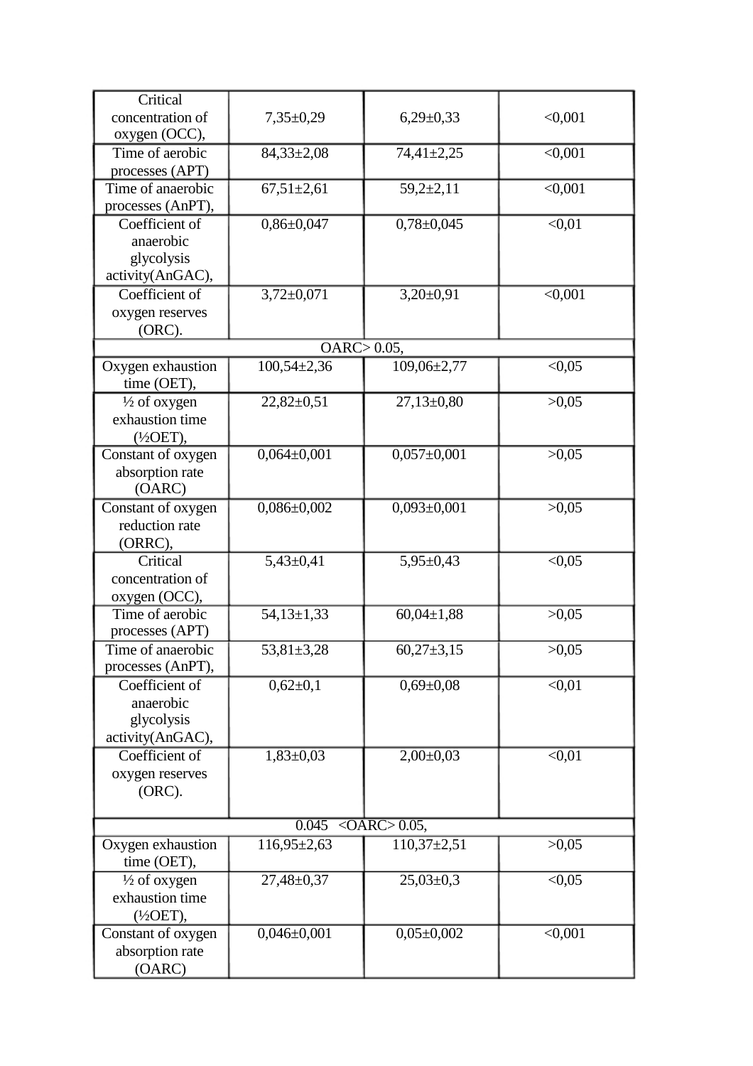| | | | |
|---|---|---|---|
| Critical concentration of oxygen (OCC), | 7,35±0,29 | 6,29±0,33 | <0,001 |
| Time of aerobic processes (APT) | 84,33±2,08 | 74,41±2,25 | <0,001 |
| Time of anaerobic processes (AnPT), | 67,51±2,61 | 59,2±2,11 | <0,001 |
| Coefficient of anaerobic glycolysis activity(AnGAC), | 0,86±0,047 | 0,78±0,045 | <0,01 |
| Coefficient of oxygen reserves (ORC). | 3,72±0,071 | 3,20±0,91 | <0,001 |
| OARC> 0.05, | | | |
| Oxygen exhaustion time (OET), | 100,54±2,36 | 109,06±2,77 | <0,05 |
| ½ of oxygen exhaustion time (½OET), | 22,82±0,51 | 27,13±0,80 | >0,05 |
| Constant of oxygen absorption rate (OARC) | 0,064±0,001 | 0,057±0,001 | >0,05 |
| Constant of oxygen reduction rate (ORRC), | 0,086±0,002 | 0,093±0,001 | >0,05 |
| Critical concentration of oxygen (OCC), | 5,43±0,41 | 5,95±0,43 | <0,05 |
| Time of aerobic processes (APT) | 54,13±1,33 | 60,04±1,88 | >0,05 |
| Time of anaerobic processes (AnPT), | 53,81±3,28 | 60,27±3,15 | >0,05 |
| Coefficient of anaerobic glycolysis activity(AnGAC), | 0,62±0,1 | 0,69±0,08 | <0,01 |
| Coefficient of oxygen reserves (ORC). | 1,83±0,03 | 2,00±0,03 | <0,01 |
| 0.045 <OARC> 0.05, | | | |
| Oxygen exhaustion time (OET), | 116,95±2,63 | 110,37±2,51 | >0,05 |
| ½ of oxygen exhaustion time (½OET), | 27,48±0,37 | 25,03±0,3 | <0,05 |
| Constant of oxygen absorption rate (OARC) | 0,046±0,001 | 0,05±0,002 | <0,001 |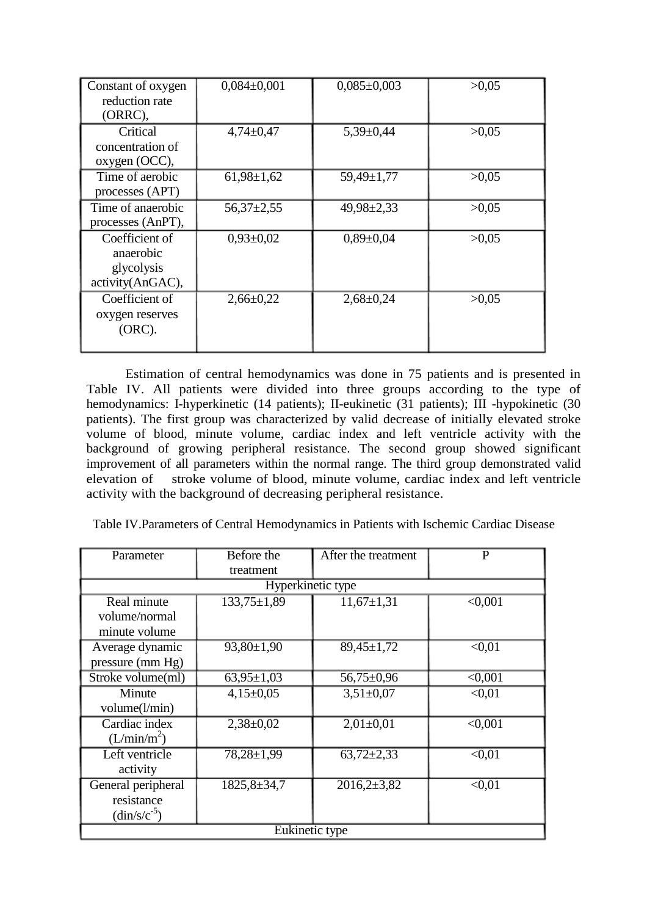| | | | |
|---|---|---|---|
| Constant of oxygen reduction rate (ORRC), | 0,084±0,001 | 0,085±0,003 | >0,05 |
| Critical concentration of oxygen (OCC), | 4,74±0,47 | 5,39±0,44 | >0,05 |
| Time of aerobic processes (APT) | 61,98±1,62 | 59,49±1,77 | >0,05 |
| Time of anaerobic processes (AnPT), | 56,37±2,55 | 49,98±2,33 | >0,05 |
| Coefficient of anaerobic glycolysis activity(AnGAC), | 0,93±0,02 | 0,89±0,04 | >0,05 |
| Coefficient of oxygen reserves (ORC). | 2,66±0,22 | 2,68±0,24 | >0,05 |

Estimation of central hemodynamics was done in 75 patients and is presented in Table IV. All patients were divided into three groups according to the type of hemodynamics: I-hyperkinetic (14 patients); II-eukinetic (31 patients); III -hypokinetic (30 patients). The first group was characterized by valid decrease of initially elevated stroke volume of blood, minute volume, cardiac index and left ventricle activity with the background of growing peripheral resistance. The second group showed significant improvement of all parameters within the normal range. The third group demonstrated valid elevation of stroke volume of blood, minute volume, cardiac index and left ventricle activity with the background of decreasing peripheral resistance.

Table IV.Parameters of Central Hemodynamics in Patients with Ischemic Cardiac Disease

| Parameter | Before the treatment | After the treatment | P |
|---|---|---|---|
| Hyperkinetic type | | | |
| Real minute volume/normal minute volume | 133,75±1,89 | 11,67±1,31 | <0,001 |
| Average dynamic pressure (mm Hg) | 93,80±1,90 | 89,45±1,72 | <0,01 |
| Stroke volume(ml) | 63,95±1,03 | 56,75±0,96 | <0,001 |
| Minute volume(l/min) | 4,15±0,05 | 3,51±0,07 | <0,01 |
| Cardiac index (L/min/$m^2$) | 2,38±0,02 | 2,01±0,01 | <0,001 |
| Left ventricle activity | 78,28±1,99 | 63,72±2,33 | <0,01 |
| General peripheral resistance (din/s/$c^{-5}$) | 1825,8±34,7 | 2016,2±3,82 | <0,01 |
| Eukinetic type | | | |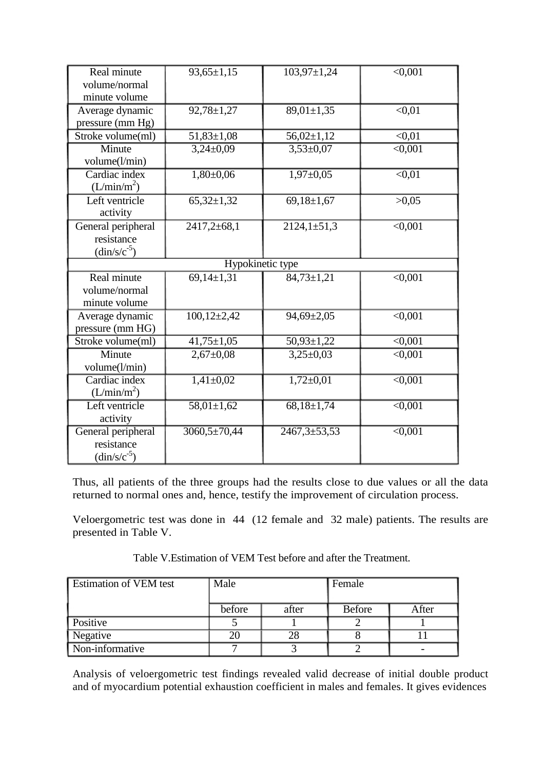| | | | |
|---|---|---|---|
| Real minute volume/normal minute volume | 93,65±1,15 | 103,97±1,24 | <0,001 |
| Average dynamic pressure (mm Hg) | 92,78±1,27 | 89,01±1,35 | <0,01 |
| Stroke volume(ml) | 51,83±1,08 | 56,02±1,12 | <0,01 |
| Minute volume(l/min) | 3,24±0,09 | 3,53±0,07 | <0,001 |
| Cardiac index (L/min/$m^2$) | 1,80±0,06 | 1,97±0,05 | <0,01 |
| Left ventricle activity | 65,32±1,32 | 69,18±1,67 | >0,05 |
| General peripheral resistance (din/s/$c^{-5}$) | 2417,2±68,1 | 2124,1±51,3 | <0,001 |
| Hypokinetic type | | | |
| Real minute volume/normal minute volume | 69,14±1,31 | 84,73±1,21 | <0,001 |
| Average dynamic pressure (mm HG) | 100,12±2,42 | 94,69±2,05 | <0,001 |
| Stroke volume(ml) | 41,75±1,05 | 50,93±1,22 | <0,001 |
| Minute volume(l/min) | 2,67±0,08 | 3,25±0,03 | <0,001 |
| Cardiac index (L/min/$m^2$) | 1,41±0,02 | 1,72±0,01 | <0,001 |
| Left ventricle activity | 58,01±1,62 | 68,18±1,74 | <0,001 |
| General peripheral resistance (din/s/$c^{-5}$) | 3060,5±70,44 | 2467,3±53,53 | <0,001 |

Thus, all patients of the three groups had the results close to due values or all the data returned to normal ones and, hence, testify the improvement of circulation process.

Veloergometric test was done in 44 (12 female and 32 male) patients. The results are presented in Table V.

Table V.Estimation of VEM Test before and after the Treatment.

| Estimation of VEM test | Male | | Female | |
|---|---|---|---|---|
| | before | after | Before | After |
| Positive | 5 | 1 | 2 | 1 |
| Negative | 20 | 28 | 8 | 11 |
| Non-informative | 7 | 3 | 2 | - |

Analysis of veloergometric test findings revealed valid decrease of initial double product and of myocardium potential exhaustion coefficient in males and females. It gives evidences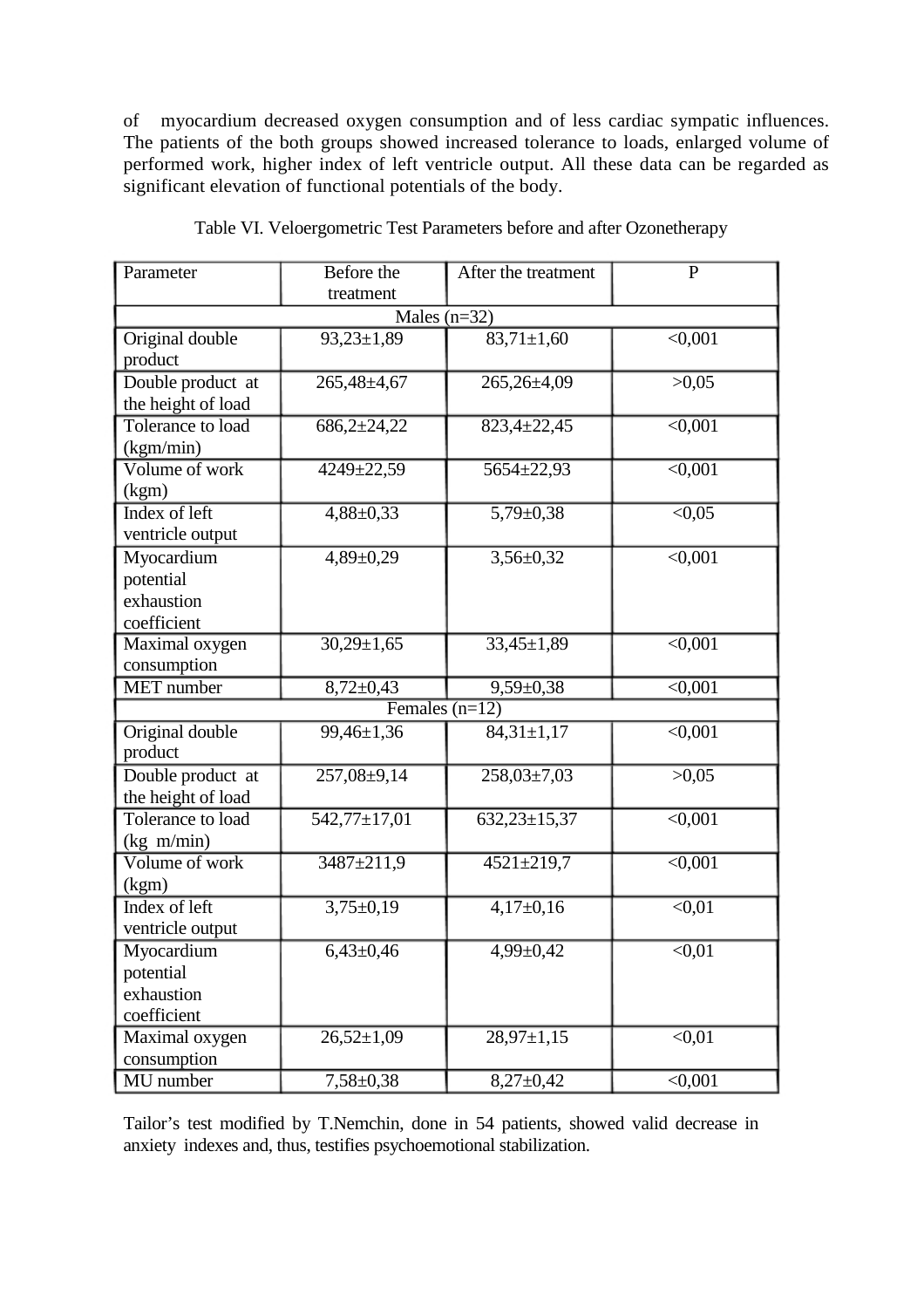of myocardium decreased oxygen consumption and of less cardiac sympatic influences. The patients of the both groups showed increased tolerance to loads, enlarged volume of performed work, higher index of left ventricle output. All these data can be regarded as significant elevation of functional potentials of the body.

Table VI. Veloergometric Test Parameters before and after Ozonetherapy

| Parameter | Before the treatment | After the treatment | P |
|---|---|---|---|
| Males (n=32) | | | |
| Original double product | 93,23±1,89 | 83,71±1,60 | <0,001 |
| Double product at the height of load | 265,48±4,67 | 265,26±4,09 | >0,05 |
| Tolerance to load (kgm/min) | 686,2±24,22 | 823,4±22,45 | <0,001 |
| Volume of work (kgm) | 4249±22,59 | 5654±22,93 | <0,001 |
| Index of left ventricle output | 4,88±0,33 | 5,79±0,38 | <0,05 |
| Myocardium potential exhaustion coefficient | 4,89±0,29 | 3,56±0,32 | <0,001 |
| Maximal oxygen consumption | 30,29±1,65 | 33,45±1,89 | <0,001 |
| MET number | 8,72±0,43 | 9,59±0,38 | <0,001 |
| Females (n=12) | | | |
| Original double product | 99,46±1,36 | 84,31±1,17 | <0,001 |
| Double product at the height of load | 257,08±9,14 | 258,03±7,03 | >0,05 |
| Tolerance to load (kg m/min) | 542,77±17,01 | 632,23±15,37 | <0,001 |
| Volume of work (kgm) | 3487±211,9 | 4521±219,7 | <0,001 |
| Index of left ventricle output | 3,75±0,19 | 4,17±0,16 | <0,01 |
| Myocardium potential exhaustion coefficient | 6,43±0,46 | 4,99±0,42 | <0,01 |
| Maximal oxygen consumption | 26,52±1,09 | 28,97±1,15 | <0,01 |
| MU number | 7,58±0,38 | 8,27±0,42 | <0,001 |

Tailor's test modified by T.Nemchin, done in 54 patients, showed valid decrease in anxiety indexes and, thus, testifies psychoemotional stabilization.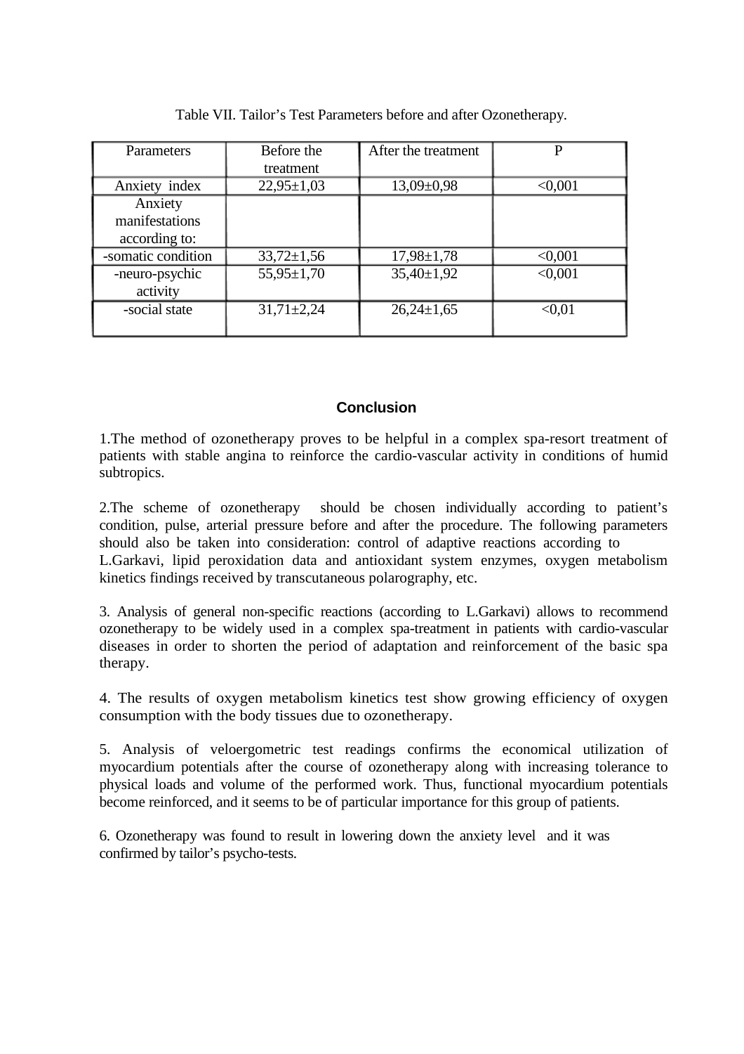Table VII. Tailor's Test Parameters before and after Ozonetherapy.

| Parameters | Before the treatment | After the treatment | P |
|---|---|---|---|
| Anxiety index | 22,95±1,03 | 13,09±0,98 | <0,001 |
| Anxiety manifestations according to: | | | |
| -somatic condition | 33,72±1,56 | 17,98±1,78 | <0,001 |
| -neuro-psychic activity | 55,95±1,70 | 35,40±1,92 | <0,001 |
| -social state | 31,71±2,24 | 26,24±1,65 | <0,01 |

## Conclusion

1.The method of ozonetherapy proves to be helpful in a complex spa-resort treatment of patients with stable angina to reinforce the cardio-vascular activity in conditions of humid subtropics.

2.The scheme of ozonetherapy should be chosen individually according to patient's condition, pulse, arterial pressure before and after the procedure. The following parameters should also be taken into consideration: control of adaptive reactions according to L.Garkavi, lipid peroxidation data and antioxidant system enzymes, oxygen metabolism kinetics findings received by transcutaneous polarography, etc.

3. Analysis of general non-specific reactions (according to L.Garkavi) allows to recommend ozonetherapy to be widely used in a complex spa-treatment in patients with cardio-vascular diseases in order to shorten the period of adaptation and reinforcement of the basic spa therapy.

4. The results of oxygen metabolism kinetics test show growing efficiency of oxygen consumption with the body tissues due to ozonetherapy.

5. Analysis of veloergometric test readings confirms the economical utilization of myocardium potentials after the course of ozonetherapy along with increasing tolerance to physical loads and volume of the performed work. Thus, functional myocardium potentials become reinforced, and it seems to be of particular importance for this group of patients.

6. Ozonetherapy was found to result in lowering down the anxiety level and it was confirmed by tailor's psycho-tests.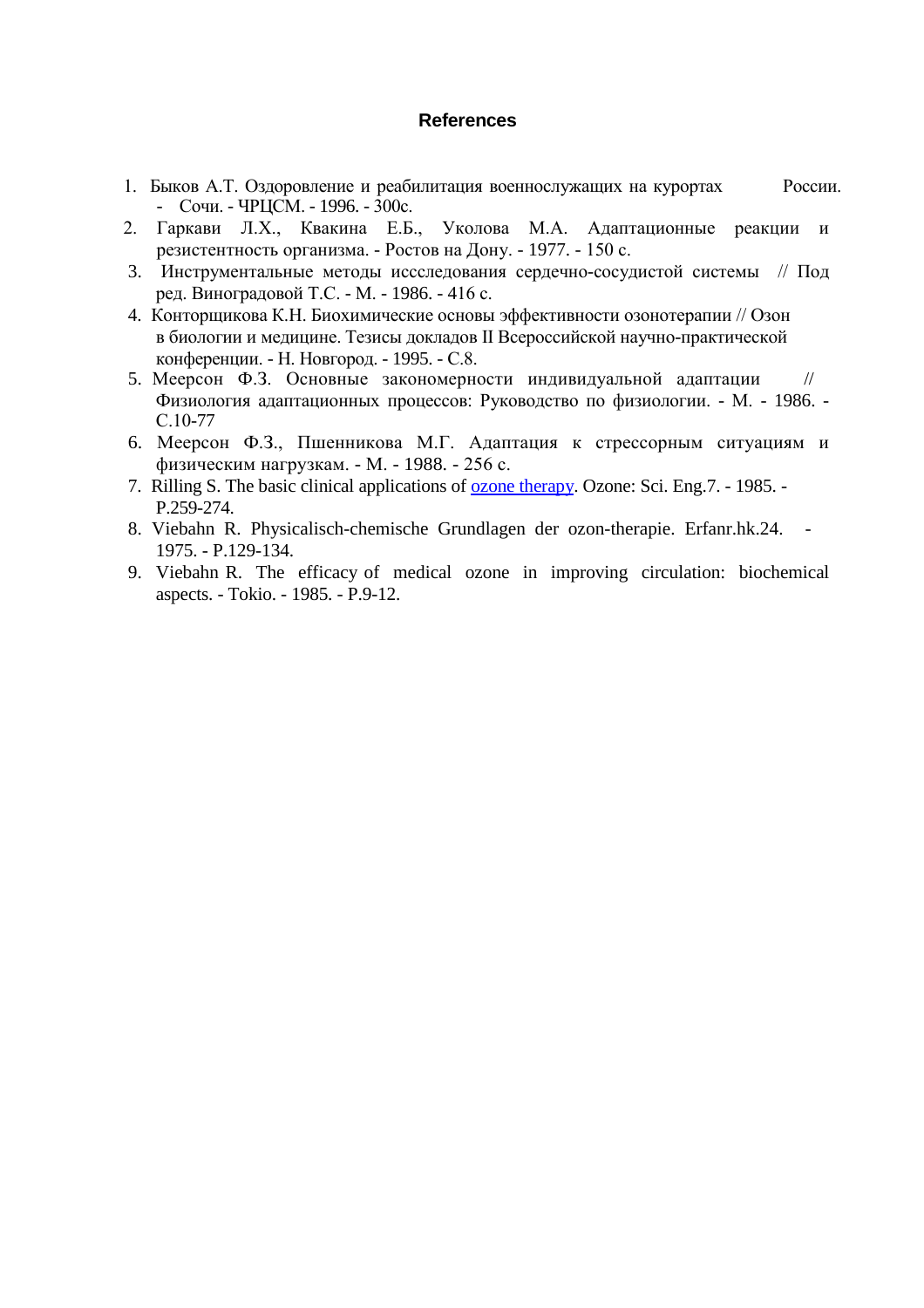## References

1. Быков А.Т. Оздоровление и реабилитация военнослужащих на курортах России. - Сочи. - ЧРЦСМ. - 1996. - 300с.
2. Гаркави Л.Х., Квакина Е.Б., Уколова М.А. Адаптационные реакции и резистентность организма. - Ростов на Дону. - 1977. - 150 с.
3. Инструментальные методы иссследования сердечно-сосудистой системы // Под ред. Виноградовой Т.С. - М. - 1986. - 416 с.
4. Конторщикова К.Н. Биохимические основы эффективности озонотерапии // Озон в биологии и медицине. Тезисы докладов II Всероссийской научно-практической конференции. - Н. Новгород. - 1995. - С.8.
5. Меерсон Ф.З. Основные закономерности индивидуальной адаптации // Физиология адаптационных процессов: Руководство по физиологии. - М. - 1986. - С.10-77
6. Меерсон Ф.З., Пшенникова М.Г. Адаптация к стрессорным ситуациям и физическим нагрузкам. - М. - 1988. - 256 с.
7. Rilling S. The basic clinical applications of ozone therapy. Ozone: Sci. Eng.7. - 1985. - P.259-274.
8. Viebahn R. Physicalisch-chemische Grundlagen der ozon-therapie. Erfanr.hk.24. - 1975. - P.129-134.
9. Viebahn R. The efficacy of medical ozone in improving circulation: biochemical aspects. - Tokio. - 1985. - P.9-12.